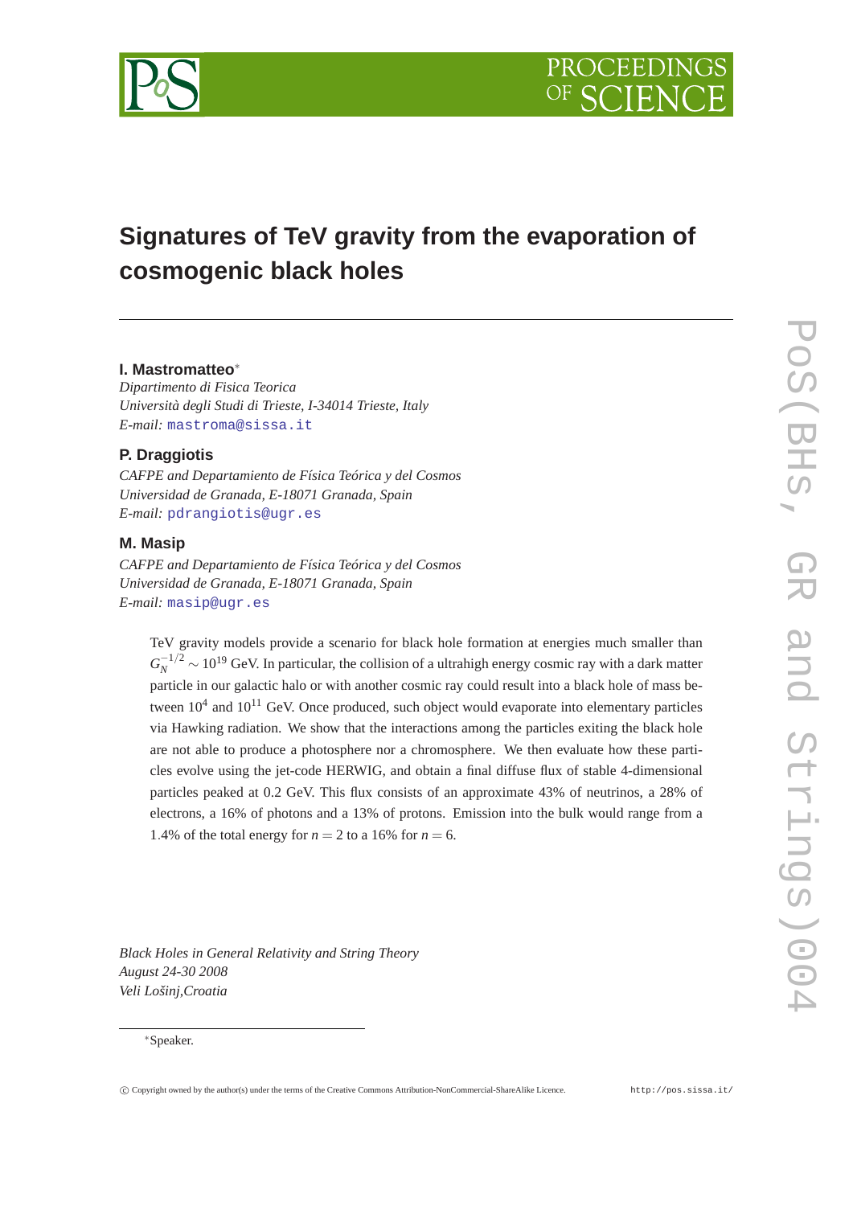# Signatures of TeV gravity from the evaporation of cosmogenic black holes

**I. Mastromatteo***

*Dipartimento di Fisica Teorica*
*Università degli Studi di Trieste, I-34014 Trieste, Italy*
*E-mail:* mastroma@sissa.it

**P. Draggiotis**

*CAFPE and Departamiento de Física Teórica y del Cosmos*
*Universidad de Granada, E-18071 Granada, Spain*
*E-mail:* pdrangiotis@ugr.es

**M. Masip**

*CAFPE and Departamiento de Física Teórica y del Cosmos*
*Universidad de Granada, E-18071 Granada, Spain*
*E-mail:* masip@ugr.es

TeV gravity models provide a scenario for black hole formation at energies much smaller than $G_N^{-1/2} \sim 10^{19}$ GeV. In particular, the collision of a ultrahigh energy cosmic ray with a dark matter particle in our galactic halo or with another cosmic ray could result into a black hole of mass between $10^4$ and $10^{11}$ GeV. Once produced, such object would evaporate into elementary particles via Hawking radiation. We show that the interactions among the particles exiting the black hole are not able to produce a photosphere nor a chromosphere. We then evaluate how these particles evolve using the jet-code HERWIG, and obtain a final diffuse flux of stable 4-dimensional particles peaked at 0.2 GeV. This flux consists of an approximate 43% of neutrinos, a 28% of electrons, a 16% of photons and a 13% of protons. Emission into the bulk would range from a 1.4% of the total energy for $n = 2$ to a 16% for $n = 6$.

*Black Holes in General Relativity and String Theory*
*August 24-30 2008*
*Veli Lošinj,Croatia*

*Speaker.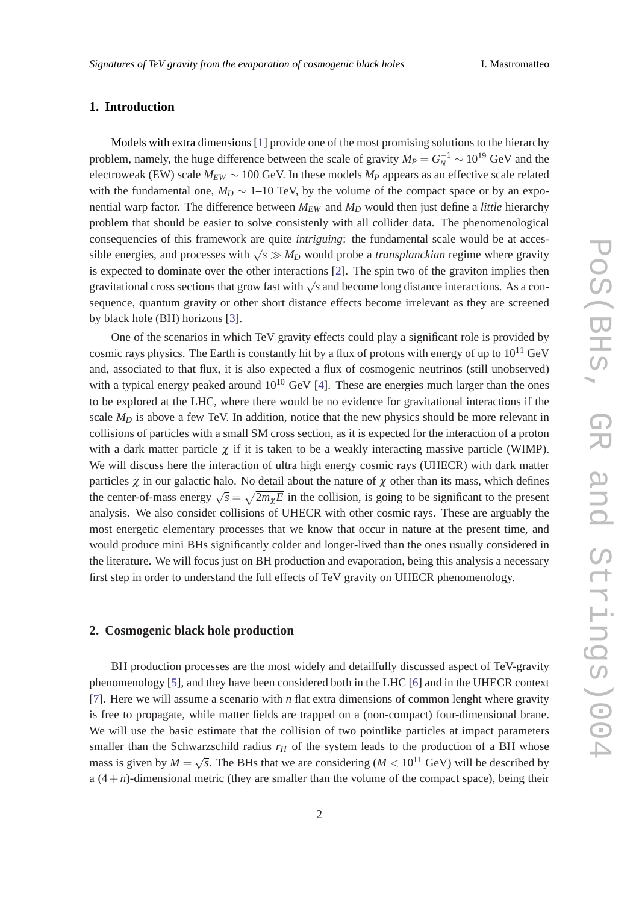## 1. Introduction

Models with extra dimensions [1] provide one of the most promising solutions to the hierarchy problem, namely, the huge difference between the scale of gravity $M_P = G_N^{-1} \sim 10^{19}$ GeV and the electroweak (EW) scale $M_{EW} \sim 100$ GeV. In these models $M_P$ appears as an effective scale related with the fundamental one, $M_D \sim$ 1–10 TeV, by the volume of the compact space or by an exponential warp factor. The difference between $M_{EW}$ and $M_D$ would then just define a *little* hierarchy problem that should be easier to solve consistenly with all collider data. The phenomenological consequencies of this framework are quite *intriguing*: the fundamental scale would be at accessible energies, and processes with $\sqrt{s} \gg M_D$ would probe a *transplanckian* regime where gravity is expected to dominate over the other interactions [2]. The spin two of the graviton implies then gravitational cross sections that grow fast with $\sqrt{s}$ and become long distance interactions. As a consequence, quantum gravity or other short distance effects become irrelevant as they are screened by black hole (BH) horizons [3].

One of the scenarios in which TeV gravity effects could play a significant role is provided by cosmic rays physics. The Earth is constantly hit by a flux of protons with energy of up to $10^{11}$ GeV and, associated to that flux, it is also expected a flux of cosmogenic neutrinos (still unobserved) with a typical energy peaked around $10^{10}$ GeV [4]. These are energies much larger than the ones to be explored at the LHC, where there would be no evidence for gravitational interactions if the scale $M_D$ is above a few TeV. In addition, notice that the new physics should be more relevant in collisions of particles with a small SM cross section, as it is expected for the interaction of a proton with a dark matter particle $\chi$ if it is taken to be a weakly interacting massive particle (WIMP). We will discuss here the interaction of ultra high energy cosmic rays (UHECR) with dark matter particles $\chi$ in our galactic halo. No detail about the nature of $\chi$ other than its mass, which defines the center-of-mass energy $\sqrt{s} = \sqrt{2m_\chi E}$ in the collision, is going to be significant to the present analysis. We also consider collisions of UHECR with other cosmic rays. These are arguably the most energetic elementary processes that we know that occur in nature at the present time, and would produce mini BHs significantly colder and longer-lived than the ones usually considered in the literature. We will focus just on BH production and evaporation, being this analysis a necessary first step in order to understand the full effects of TeV gravity on UHECR phenomenology.

## 2. Cosmogenic black hole production

BH production processes are the most widely and detailfully discussed aspect of TeV-gravity phenomenology [5], and they have been considered both in the LHC [6] and in the UHECR context [7]. Here we will assume a scenario with $n$ flat extra dimensions of common lenght where gravity is free to propagate, while matter fields are trapped on a (non-compact) four-dimensional brane. We will use the basic estimate that the collision of two pointlike particles at impact parameters smaller than the Schwarzschild radius $r_H$ of the system leads to the production of a BH whose mass is given by $M = \sqrt{s}$. The BHs that we are considering ($M < 10^{11}$ GeV) will be described by a $(4+n)$-dimensional metric (they are smaller than the volume of the compact space), being their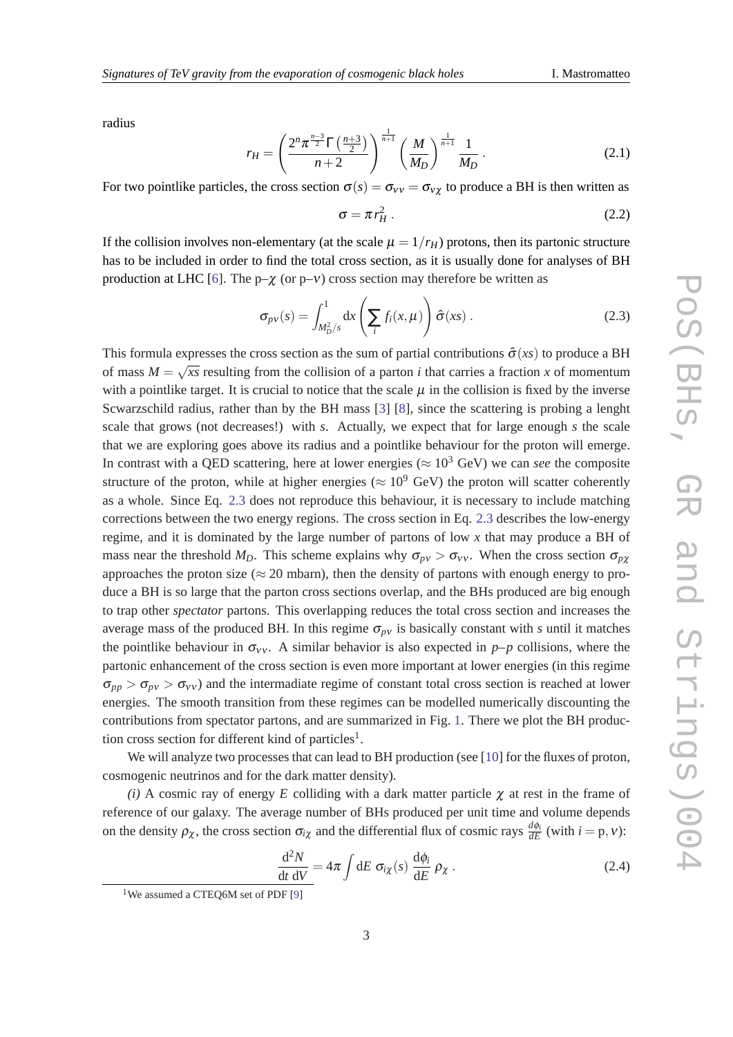radius

$$r_H = \left( \frac{2^n \pi^{\frac{n-3}{2}} \Gamma\left(\frac{n+3}{2}\right)}{n+2} \right)^{\frac{1}{n+1}} \left( \frac{M}{M_D} \right)^{\frac{1}{n+1}} \frac{1}{M_D} . \tag{2.1}$$

For two pointlike particles, the cross section $\sigma(s) = \sigma_{\nu\nu} = \sigma_{\nu\chi}$ to produce a BH is then written as

$$\sigma = \pi r_H^2 . \tag{2.2}$$

If the collision involves non-elementary (at the scale $\mu = 1/r_H$) protons, then its partonic structure has to be included in order to find the total cross section, as it is usually done for analyses of BH production at LHC [6]. The p–$\chi$ (or p–$\nu$) cross section may therefore be written as

$$\sigma_{p\nu}(s) = \int_{M_D^2/s}^{1} \mathrm{d}x \left( \sum_i f_i(x,\mu) \right) \hat{\sigma}(xs) . \tag{2.3}$$

This formula expresses the cross section as the sum of partial contributions $\hat{\sigma}(xs)$ to produce a BH of mass $M = \sqrt{xs}$ resulting from the collision of a parton $i$ that carries a fraction $x$ of momentum with a pointlike target. It is crucial to notice that the scale $\mu$ in the collision is fixed by the inverse Scwarzschild radius, rather than by the BH mass [3] [8], since the scattering is probing a lenght scale that grows (not decreases!) with $s$. Actually, we expect that for large enough $s$ the scale that we are exploring goes above its radius and a pointlike behaviour for the proton will emerge. In contrast with a QED scattering, here at lower energies ($\approx 10^3$ GeV) we can *see* the composite structure of the proton, while at higher energies ($\approx 10^9$ GeV) the proton will scatter coherently as a whole. Since Eq. 2.3 does not reproduce this behaviour, it is necessary to include matching corrections between the two energy regions. The cross section in Eq. 2.3 describes the low-energy regime, and it is dominated by the large number of partons of low $x$ that may produce a BH of mass near the threshold $M_D$. This scheme explains why $\sigma_{p\nu} > \sigma_{\nu\nu}$. When the cross section $\sigma_{p\chi}$ approaches the proton size ($\approx 20$ mbarn), then the density of partons with enough energy to produce a BH is so large that the parton cross sections overlap, and the BHs produced are big enough to trap other *spectator* partons. This overlapping reduces the total cross section and increases the average mass of the produced BH. In this regime $\sigma_{p\nu}$ is basically constant with $s$ until it matches the pointlike behaviour in $\sigma_{\nu\nu}$. A similar behavior is also expected in *p–p* collisions, where the partonic enhancement of the cross section is even more important at lower energies (in this regime $\sigma_{pp} > \sigma_{p\nu} > \sigma_{\nu\nu}$) and the intermadiate regime of constant total cross section is reached at lower energies. The smooth transition from these regimes can be modelled numerically discounting the contributions from spectator partons, and are summarized in Fig. 1. There we plot the BH production cross section for different kind of particles[1].

We will analyze two processes that can lead to BH production (see [10] for the fluxes of proton, cosmogenic neutrinos and for the dark matter density).

*(i)* A cosmic ray of energy $E$ colliding with a dark matter particle $\chi$ at rest in the frame of reference of our galaxy. The average number of BHs produced per unit time and volume depends on the density $\rho_\chi$, the cross section $\sigma_{i\chi}$ and the differential flux of cosmic rays $\frac{d\phi_i}{dE}$ (with $i = \mathrm{p}, \nu$):

$$\frac{\mathrm{d}^2 N}{\mathrm{d}t\ \mathrm{d}V} = 4\pi \int \mathrm{d}E\ \sigma_{i\chi}(s)\ \frac{\mathrm{d}\phi_i}{\mathrm{d}E}\ \rho_\chi . \tag{2.4}$$

[1] We assumed a CTEQ6M set of PDF [9]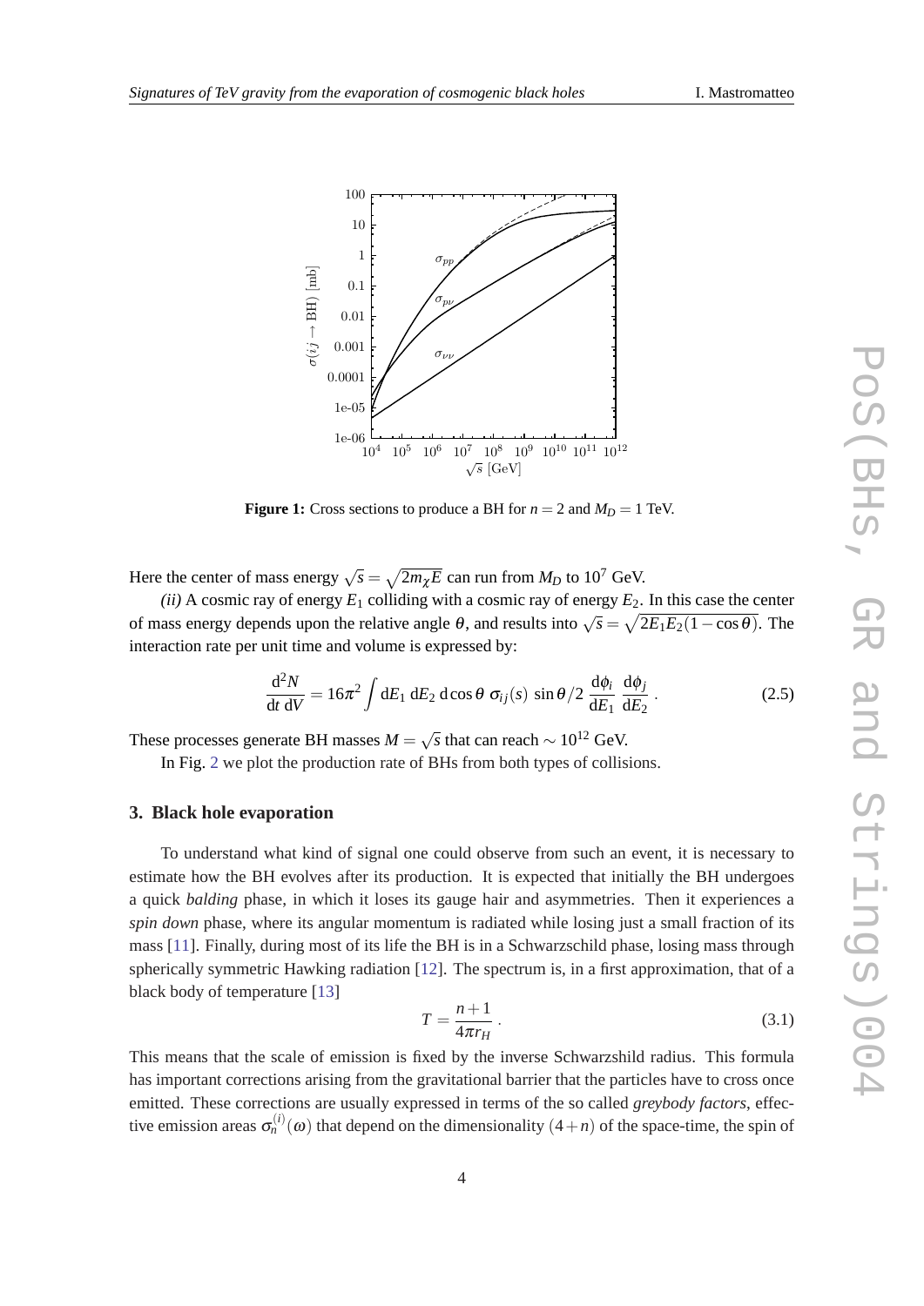**Figure 1:** Cross sections to produce a BH for $n = 2$ and $M_D = 1$ TeV.

Here the center of mass energy $\sqrt{s} = \sqrt{2m_\chi E}$ can run from $M_D$ to $10^7$ GeV.

*(ii)* A cosmic ray of energy $E_1$ colliding with a cosmic ray of energy $E_2$. In this case the center of mass energy depends upon the relative angle $\theta$, and results into $\sqrt{s} = \sqrt{2E_1E_2(1-\cos\theta)}$. The interaction rate per unit time and volume is expressed by:

$$\frac{\mathrm{d}^2N}{\mathrm{d}t\ \mathrm{d}V} = 16\pi^2 \int \mathrm{d}E_1\ \mathrm{d}E_2\ \mathrm{d}\cos\theta\ \sigma_{ij}(s)\ \sin\theta/2\ \frac{\mathrm{d}\phi_i}{\mathrm{d}E_1}\ \frac{\mathrm{d}\phi_j}{\mathrm{d}E_2}\ . \tag{2.5}$$

These processes generate BH masses $M = \sqrt{s}$ that can reach $\sim 10^{12}$ GeV.

In Fig. 2 we plot the production rate of BHs from both types of collisions.

## 3. Black hole evaporation

To understand what kind of signal one could observe from such an event, it is necessary to estimate how the BH evolves after its production. It is expected that initially the BH undergoes a quick *balding* phase, in which it loses its gauge hair and asymmetries. Then it experiences a *spin down* phase, where its angular momentum is radiated while losing just a small fraction of its mass [11]. Finally, during most of its life the BH is in a Schwarzschild phase, losing mass through spherically symmetric Hawking radiation [12]. The spectrum is, in a first approximation, that of a black body of temperature [13]

$$T = \frac{n+1}{4\pi r_H}\ . \tag{3.1}$$

This means that the scale of emission is fixed by the inverse Schwarzshild radius. This formula has important corrections arising from the gravitational barrier that the particles have to cross once emitted. These corrections are usually expressed in terms of the so called *greybody factors*, effective emission areas $\sigma_n^{(i)}(\omega)$ that depend on the dimensionality $(4+n)$ of the space-time, the spin of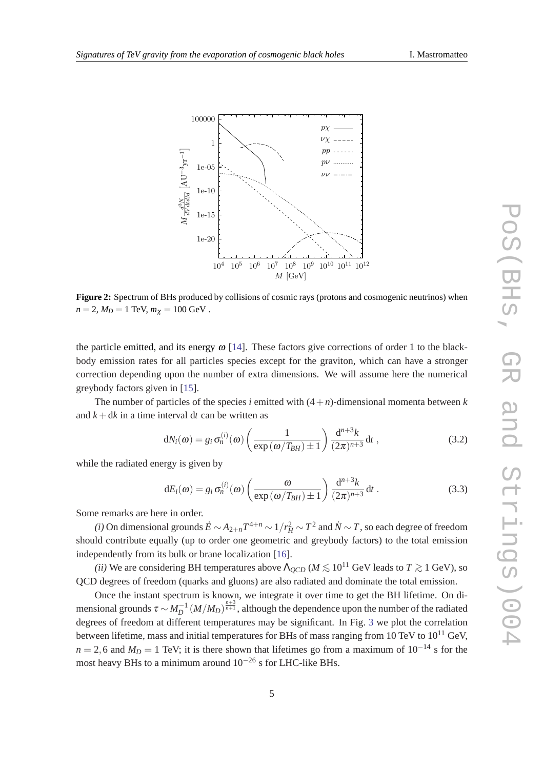**Figure 2:** Spectrum of BHs produced by collisions of cosmic rays (protons and cosmogenic neutrinos) when $n = 2$, $M_D = 1$ TeV, $m_\chi = 100$ GeV .

the particle emitted, and its energy $\omega$ [14]. These factors give corrections of order 1 to the black-body emission rates for all particles species except for the graviton, which can have a stronger correction depending upon the number of extra dimensions. We will assume here the numerical greybody factors given in [15].

The number of particles of the species $i$ emitted with $(4+n)$-dimensional momenta between $k$ and $k + \mathrm{d}k$ in a time interval $\mathrm{d}t$ can be written as

$$\mathrm{d}N_i(\omega) = g_i \, \sigma_n^{(i)}(\omega) \left( \frac{1}{\exp(\omega/T_{BH}) \pm 1} \right) \frac{\mathrm{d}^{n+3}k}{(2\pi)^{n+3}} \, \mathrm{d}t \; , \tag{3.2}$$

while the radiated energy is given by

$$\mathrm{d}E_i(\omega) = g_i \, \sigma_n^{(i)}(\omega) \left( \frac{\omega}{\exp(\omega/T_{BH}) \pm 1} \right) \frac{\mathrm{d}^{n+3}k}{(2\pi)^{n+3}} \, \mathrm{d}t \; . \tag{3.3}$$

Some remarks are here in order.

*(i)* On dimensional grounds $\dot{E} \sim A_{2+n} T^{4+n} \sim 1/r_H^2 \sim T^2$ and $\dot{N} \sim T$, so each degree of freedom should contribute equally (up to order one geometric and greybody factors) to the total emission independently from its bulk or brane localization [16].

*(ii)* We are considering BH temperatures above $\Lambda_{QCD}$ ($M \lesssim 10^{11}$ GeV leads to $T \gtrsim 1$ GeV), so QCD degrees of freedom (quarks and gluons) are also radiated and dominate the total emission.

Once the instant spectrum is known, we integrate it over time to get the BH lifetime. On dimensional grounds $\tau \sim M_D^{-1} (M/M_D)^{\frac{n+3}{n+1}}$, although the dependence upon the number of the radiated degrees of freedom at different temperatures may be significant. In Fig. 3 we plot the correlation between lifetime, mass and initial temperatures for BHs of mass ranging from 10 TeV to $10^{11}$ GeV, $n = 2, 6$ and $M_D = 1$ TeV; it is there shown that lifetimes go from a maximum of $10^{-14}$ s for the most heavy BHs to a minimum around $10^{-26}$ s for LHC-like BHs.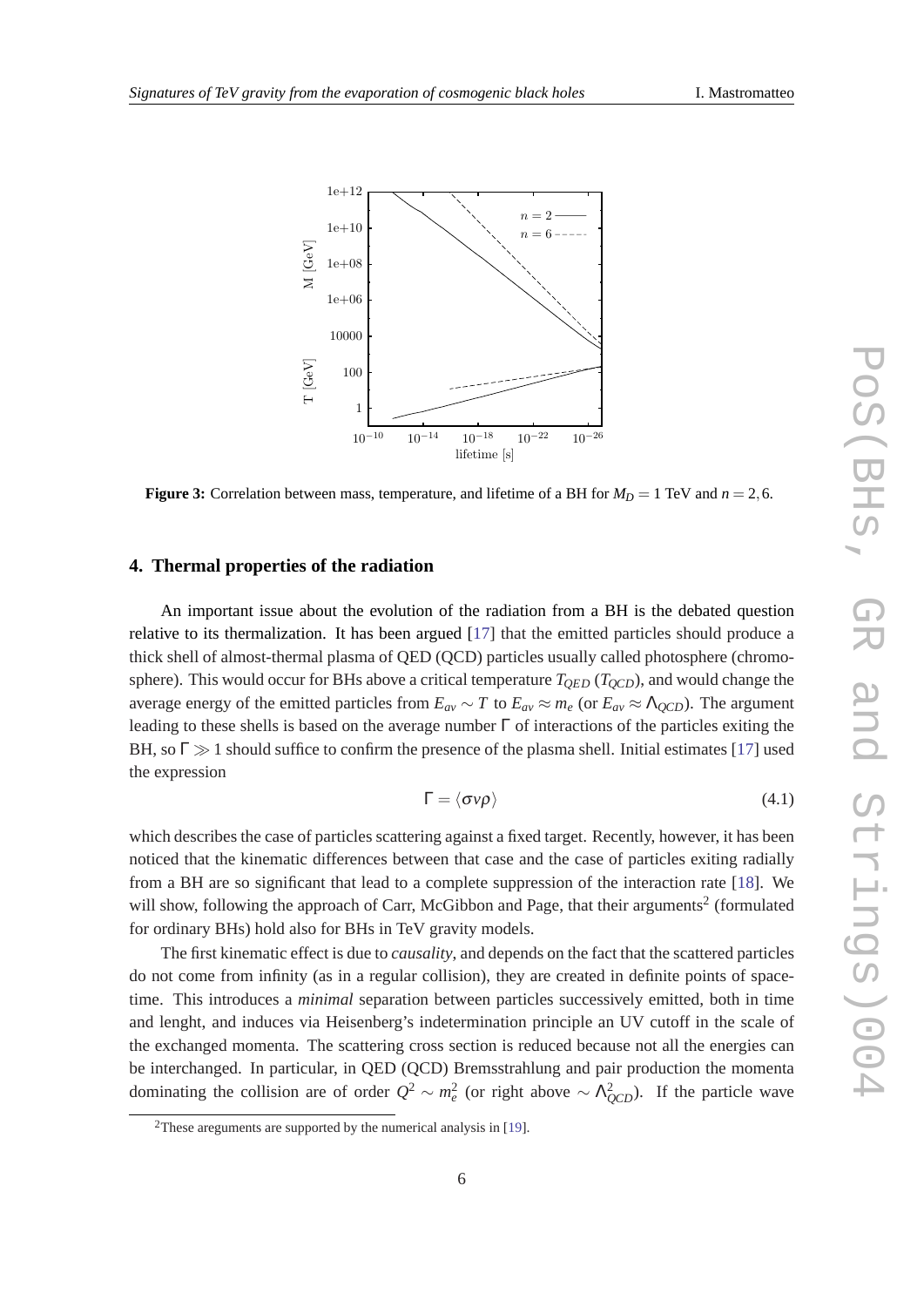**Figure 3:** Correlation between mass, temperature, and lifetime of a BH for $M_D = 1$ TeV and $n = 2, 6$.

## 4. Thermal properties of the radiation

An important issue about the evolution of the radiation from a BH is the debated question relative to its thermalization. It has been argued [17] that the emitted particles should produce a thick shell of almost-thermal plasma of QED (QCD) particles usually called photosphere (chromosphere). This would occur for BHs above a critical temperature $T_{QED}$ ($T_{QCD}$), and would change the average energy of the emitted particles from $E_{av} \sim T$ to $E_{av} \approx m_e$ (or $E_{av} \approx \Lambda_{QCD}$). The argument leading to these shells is based on the average number $\Gamma$ of interactions of the particles exiting the BH, so $\Gamma \gg 1$ should suffice to confirm the presence of the plasma shell. Initial estimates [17] used the expression

$$\Gamma = \langle \sigma v \rho \rangle \tag{4.1}$$

which describes the case of particles scattering against a fixed target. Recently, however, it has been noticed that the kinematic differences between that case and the case of particles exiting radially from a BH are so significant that lead to a complete suppression of the interaction rate [18]. We will show, following the approach of Carr, McGibbon and Page, that their arguments[2] (formulated for ordinary BHs) hold also for BHs in TeV gravity models.

The first kinematic effect is due to *causality*, and depends on the fact that the scattered particles do not come from infinity (as in a regular collision), they are created in definite points of spacetime. This introduces a *minimal* separation between particles successively emitted, both in time and lenght, and induces via Heisenberg's indetermination principle an UV cutoff in the scale of the exchanged momenta. The scattering cross section is reduced because not all the energies can be interchanged. In particular, in QED (QCD) Bremsstrahlung and pair production the momenta dominating the collision are of order $Q^2 \sim m_e^2$ (or right above $\sim \Lambda_{QCD}^2$). If the particle wave

[2] These areguments are supported by the numerical analysis in [19].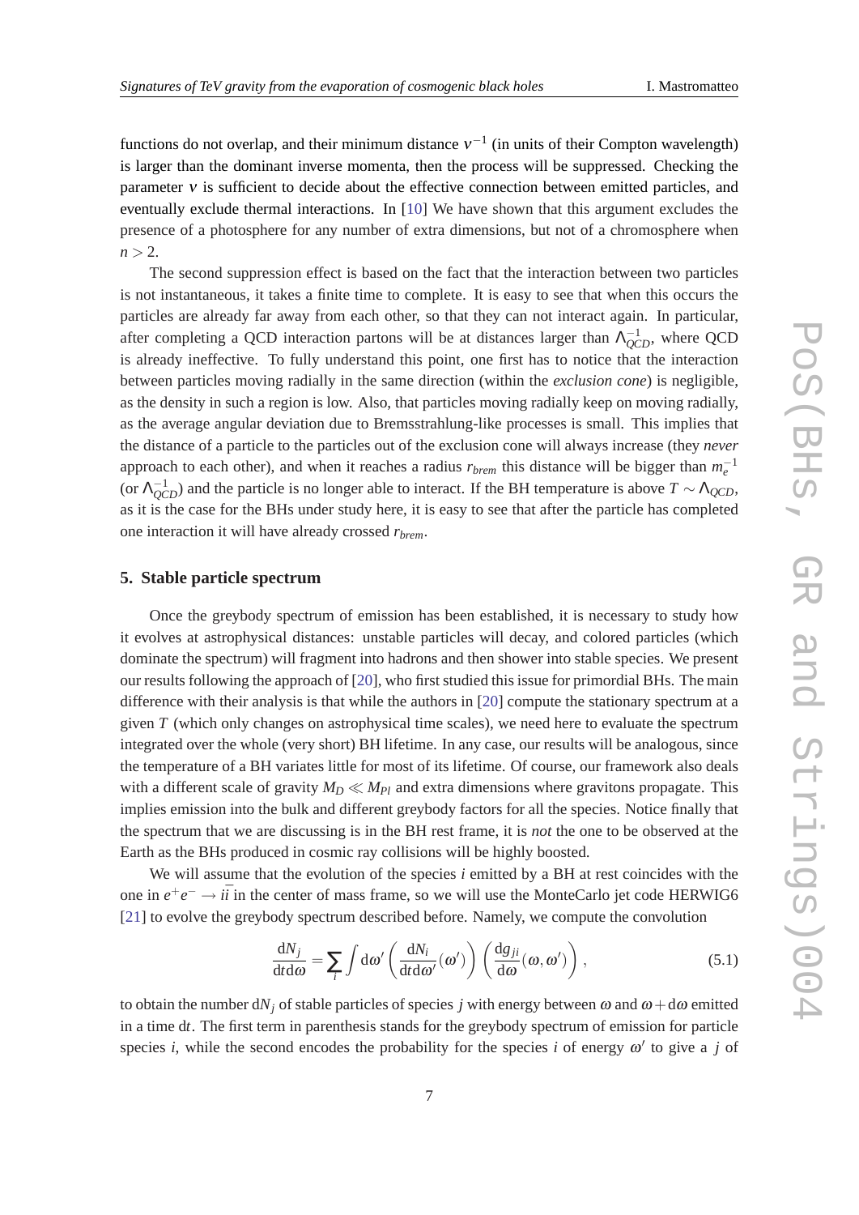functions do not overlap, and their minimum distance $\nu^{-1}$ (in units of their Compton wavelength) is larger than the dominant inverse momenta, then the process will be suppressed. Checking the parameter $\nu$ is sufficient to decide about the effective connection between emitted particles, and eventually exclude thermal interactions. In [10] We have shown that this argument excludes the presence of a photosphere for any number of extra dimensions, but not of a chromosphere when $n > 2$.

The second suppression effect is based on the fact that the interaction between two particles is not instantaneous, it takes a finite time to complete. It is easy to see that when this occurs the particles are already far away from each other, so that they can not interact again. In particular, after completing a QCD interaction partons will be at distances larger than $\Lambda_{QCD}^{-1}$, where QCD is already ineffective. To fully understand this point, one first has to notice that the interaction between particles moving radially in the same direction (within the *exclusion cone*) is negligible, as the density in such a region is low. Also, that particles moving radially keep on moving radially, as the average angular deviation due to Bremsstrahlung-like processes is small. This implies that the distance of a particle to the particles out of the exclusion cone will always increase (they *never* approach to each other), and when it reaches a radius $r_{brem}$ this distance will be bigger than $m_e^{-1}$ (or $\Lambda_{QCD}^{-1}$) and the particle is no longer able to interact. If the BH temperature is above $T \sim \Lambda_{QCD}$, as it is the case for the BHs under study here, it is easy to see that after the particle has completed one interaction it will have already crossed $r_{brem}$.

## 5. Stable particle spectrum

Once the greybody spectrum of emission has been established, it is necessary to study how it evolves at astrophysical distances: unstable particles will decay, and colored particles (which dominate the spectrum) will fragment into hadrons and then shower into stable species. We present our results following the approach of [20], who first studied this issue for primordial BHs. The main difference with their analysis is that while the authors in [20] compute the stationary spectrum at a given $T$ (which only changes on astrophysical time scales), we need here to evaluate the spectrum integrated over the whole (very short) BH lifetime. In any case, our results will be analogous, since the temperature of a BH variates little for most of its lifetime. Of course, our framework also deals with a different scale of gravity $M_D \ll M_{Pl}$ and extra dimensions where gravitons propagate. This implies emission into the bulk and different greybody factors for all the species. Notice finally that the spectrum that we are discussing is in the BH rest frame, it is *not* the one to be observed at the Earth as the BHs produced in cosmic ray collisions will be highly boosted.

We will assume that the evolution of the species $i$ emitted by a BH at rest coincides with the one in $e^+e^- \to i\bar{i}$ in the center of mass frame, so we will use the MonteCarlo jet code HERWIG6 [21] to evolve the greybody spectrum described before. Namely, we compute the convolution

$$\frac{\mathrm{d}N_j}{\mathrm{d}t\mathrm{d}\omega} = \sum_i \int \mathrm{d}\omega' \left( \frac{\mathrm{d}N_i}{\mathrm{d}t\mathrm{d}\omega'}(\omega') \right) \left( \frac{\mathrm{d}g_{ji}}{\mathrm{d}\omega}(\omega, \omega') \right), \tag{5.1}$$

to obtain the number $\mathrm{d}N_j$ of stable particles of species $j$ with energy between $\omega$ and $\omega + \mathrm{d}\omega$ emitted in a time $\mathrm{d}t$. The first term in parenthesis stands for the greybody spectrum of emission for particle species $i$, while the second encodes the probability for the species $i$ of energy $\omega'$ to give a $j$ of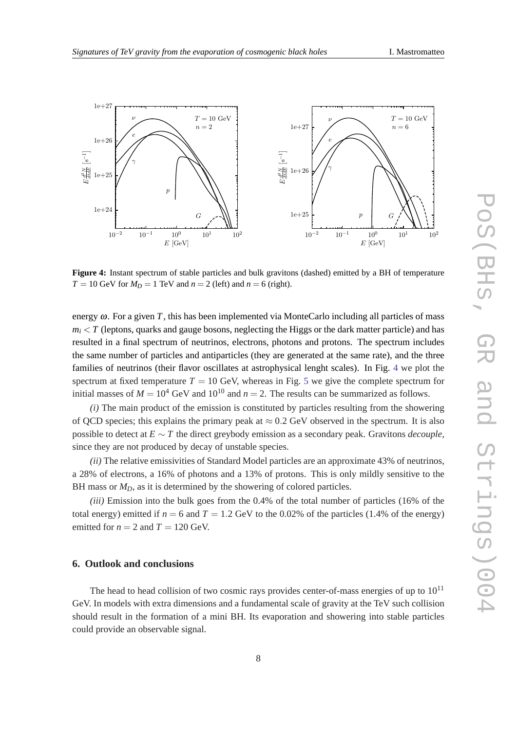**Figure 4:** Instant spectrum of stable particles and bulk gravitons (dashed) emitted by a BH of temperature $T = 10$ GeV for $M_D = 1$ TeV and $n = 2$ (left) and $n = 6$ (right).

energy $\omega$. For a given $T$, this has been implemented via MonteCarlo including all particles of mass $m_i < T$ (leptons, quarks and gauge bosons, neglecting the Higgs or the dark matter particle) and has resulted in a final spectrum of neutrinos, electrons, photons and protons. The spectrum includes the same number of particles and antiparticles (they are generated at the same rate), and the three families of neutrinos (their flavor oscillates at astrophysical lenght scales). In Fig. 4 we plot the spectrum at fixed temperature $T = 10$ GeV, whereas in Fig. 5 we give the complete spectrum for initial masses of $M = 10^4$ GeV and $10^{10}$ and $n = 2$. The results can be summarized as follows.

*(i)* The main product of the emission is constituted by particles resulting from the showering of QCD species; this explains the primary peak at $\approx 0.2$ GeV observed in the spectrum. It is also possible to detect at $E \sim T$ the direct greybody emission as a secondary peak. Gravitons *decouple*, since they are not produced by decay of unstable species.

*(ii)* The relative emissivities of Standard Model particles are an approximate 43% of neutrinos, a 28% of electrons, a 16% of photons and a 13% of protons. This is only mildly sensitive to the BH mass or $M_D$, as it is determined by the showering of colored particles.

*(iii)* Emission into the bulk goes from the 0.4% of the total number of particles (16% of the total energy) emitted if $n = 6$ and $T = 1.2$ GeV to the 0.02% of the particles (1.4% of the energy) emitted for $n = 2$ and $T = 120$ GeV.

## 6. Outlook and conclusions

The head to head collision of two cosmic rays provides center-of-mass energies of up to $10^{11}$ GeV. In models with extra dimensions and a fundamental scale of gravity at the TeV such collision should result in the formation of a mini BH. Its evaporation and showering into stable particles could provide an observable signal.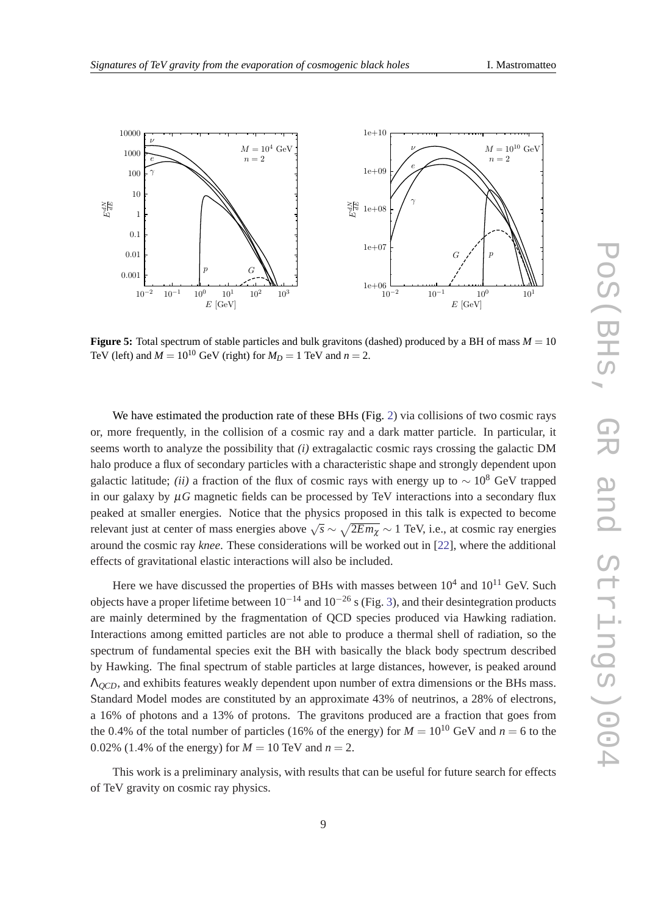**Figure 5:** Total spectrum of stable particles and bulk gravitons (dashed) produced by a BH of mass $M = 10$ TeV (left) and $M = 10^{10}$ GeV (right) for $M_D = 1$ TeV and $n = 2$.

We have estimated the production rate of these BHs (Fig. 2) via collisions of two cosmic rays or, more frequently, in the collision of a cosmic ray and a dark matter particle. In particular, it seems worth to analyze the possibility that *(i)* extragalactic cosmic rays crossing the galactic DM halo produce a flux of secondary particles with a characteristic shape and strongly dependent upon galactic latitude; *(ii)* a fraction of the flux of cosmic rays with energy up to $\sim 10^8$ GeV trapped in our galaxy by $\mu G$ magnetic fields can be processed by TeV interactions into a secondary flux peaked at smaller energies. Notice that the physics proposed in this talk is expected to become relevant just at center of mass energies above $\sqrt{s} \sim \sqrt{2Em_\chi} \sim 1$ TeV, i.e., at cosmic ray energies around the cosmic ray *knee*. These considerations will be worked out in [22], where the additional effects of gravitational elastic interactions will also be included.

Here we have discussed the properties of BHs with masses between $10^4$ and $10^{11}$ GeV. Such objects have a proper lifetime between $10^{-14}$ and $10^{-26}$ s (Fig. 3), and their desintegration products are mainly determined by the fragmentation of QCD species produced via Hawking radiation. Interactions among emitted particles are not able to produce a thermal shell of radiation, so the spectrum of fundamental species exit the BH with basically the black body spectrum described by Hawking. The final spectrum of stable particles at large distances, however, is peaked around $\Lambda_{QCD}$, and exhibits features weakly dependent upon number of extra dimensions or the BHs mass. Standard Model modes are constituted by an approximate 43% of neutrinos, a 28% of electrons, a 16% of photons and a 13% of protons. The gravitons produced are a fraction that goes from the 0.4% of the total number of particles (16% of the energy) for $M = 10^{10}$ GeV and $n = 6$ to the 0.02% (1.4% of the energy) for $M = 10$ TeV and $n = 2$.

This work is a preliminary analysis, with results that can be useful for future search for effects of TeV gravity on cosmic ray physics.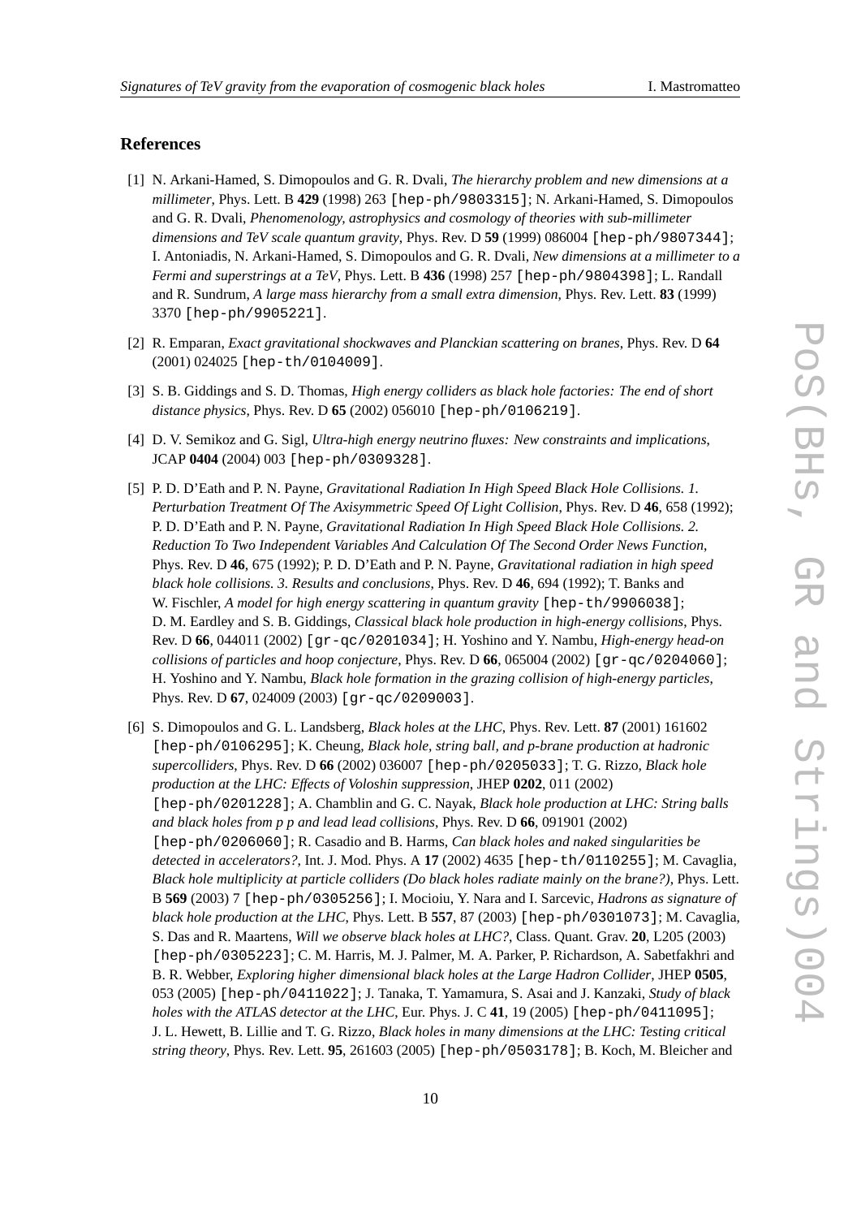## References

[1] N. Arkani-Hamed, S. Dimopoulos and G. R. Dvali, *The hierarchy problem and new dimensions at a millimeter*, Phys. Lett. B **429** (1998) 263 [hep-ph/9803315]; N. Arkani-Hamed, S. Dimopoulos and G. R. Dvali, *Phenomenology, astrophysics and cosmology of theories with sub-millimeter dimensions and TeV scale quantum gravity*, Phys. Rev. D **59** (1999) 086004 [hep-ph/9807344]; I. Antoniadis, N. Arkani-Hamed, S. Dimopoulos and G. R. Dvali, *New dimensions at a millimeter to a Fermi and superstrings at a TeV*, Phys. Lett. B **436** (1998) 257 [hep-ph/9804398]; L. Randall and R. Sundrum, *A large mass hierarchy from a small extra dimension*, Phys. Rev. Lett. **83** (1999) 3370 [hep-ph/9905221].

[2] R. Emparan, *Exact gravitational shockwaves and Planckian scattering on branes*, Phys. Rev. D **64** (2001) 024025 [hep-th/0104009].

[3] S. B. Giddings and S. D. Thomas, *High energy colliders as black hole factories: The end of short distance physics*, Phys. Rev. D **65** (2002) 056010 [hep-ph/0106219].

[4] D. V. Semikoz and G. Sigl, *Ultra-high energy neutrino fluxes: New constraints and implications*, JCAP **0404** (2004) 003 [hep-ph/0309328].

[5] P. D. D'Eath and P. N. Payne, *Gravitational Radiation In High Speed Black Hole Collisions. 1. Perturbation Treatment Of The Axisymmetric Speed Of Light Collision*, Phys. Rev. D **46**, 658 (1992); P. D. D'Eath and P. N. Payne, *Gravitational Radiation In High Speed Black Hole Collisions. 2. Reduction To Two Independent Variables And Calculation Of The Second Order News Function*, Phys. Rev. D **46**, 675 (1992); P. D. D'Eath and P. N. Payne, *Gravitational radiation in high speed black hole collisions. 3. Results and conclusions*, Phys. Rev. D **46**, 694 (1992); T. Banks and W. Fischler, *A model for high energy scattering in quantum gravity* [hep-th/9906038]; D. M. Eardley and S. B. Giddings, *Classical black hole production in high-energy collisions*, Phys. Rev. D **66**, 044011 (2002) [gr-qc/0201034]; H. Yoshino and Y. Nambu, *High-energy head-on collisions of particles and hoop conjecture*, Phys. Rev. D **66**, 065004 (2002) [gr-qc/0204060]; H. Yoshino and Y. Nambu, *Black hole formation in the grazing collision of high-energy particles*, Phys. Rev. D **67**, 024009 (2003) [gr-qc/0209003].

[6] S. Dimopoulos and G. L. Landsberg, *Black holes at the LHC*, Phys. Rev. Lett. **87** (2001) 161602 [hep-ph/0106295]; K. Cheung, *Black hole, string ball, and p-brane production at hadronic supercolliders*, Phys. Rev. D **66** (2002) 036007 [hep-ph/0205033]; T. G. Rizzo, *Black hole production at the LHC: Effects of Voloshin suppression*, JHEP **0202**, 011 (2002) [hep-ph/0201228]; A. Chamblin and G. C. Nayak, *Black hole production at LHC: String balls and black holes from p p and lead lead collisions*, Phys. Rev. D **66**, 091901 (2002) [hep-ph/0206060]; R. Casadio and B. Harms, *Can black holes and naked singularities be detected in accelerators?*, Int. J. Mod. Phys. A **17** (2002) 4635 [hep-th/0110255]; M. Cavaglia, *Black hole multiplicity at particle colliders (Do black holes radiate mainly on the brane?)*, Phys. Lett. B **569** (2003) 7 [hep-ph/0305256]; I. Mocioiu, Y. Nara and I. Sarcevic, *Hadrons as signature of black hole production at the LHC*, Phys. Lett. B **557**, 87 (2003) [hep-ph/0301073]; M. Cavaglia, S. Das and R. Maartens, *Will we observe black holes at LHC?*, Class. Quant. Grav. **20**, L205 (2003) [hep-ph/0305223]; C. M. Harris, M. J. Palmer, M. A. Parker, P. Richardson, A. Sabetfakhri and B. R. Webber, *Exploring higher dimensional black holes at the Large Hadron Collider*, JHEP **0505**, 053 (2005) [hep-ph/0411022]; J. Tanaka, T. Yamamura, S. Asai and J. Kanzaki, *Study of black holes with the ATLAS detector at the LHC*, Eur. Phys. J. C **41**, 19 (2005) [hep-ph/0411095]; J. L. Hewett, B. Lillie and T. G. Rizzo, *Black holes in many dimensions at the LHC: Testing critical string theory*, Phys. Rev. Lett. **95**, 261603 (2005) [hep-ph/0503178]; B. Koch, M. Bleicher and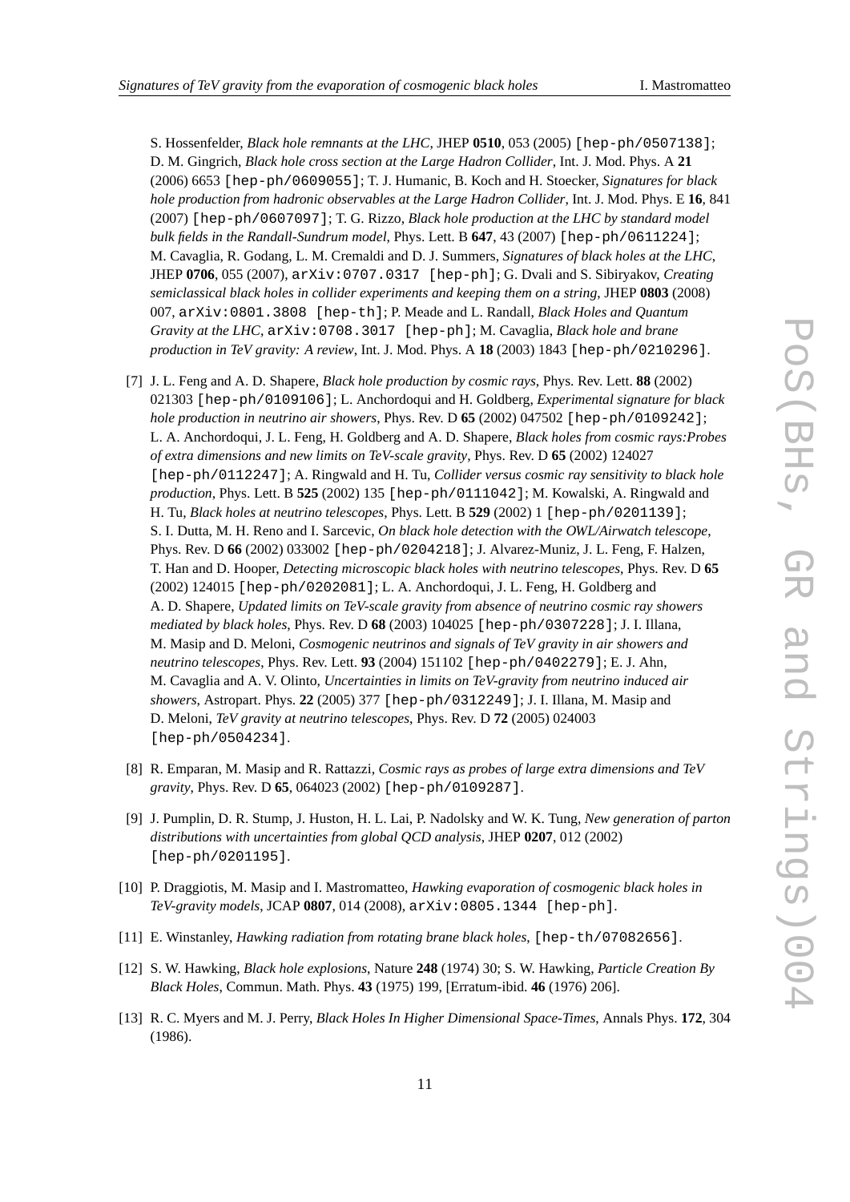S. Hossenfelder, *Black hole remnants at the LHC,* JHEP **0510**, 053 (2005) [hep-ph/0507138]; D. M. Gingrich, *Black hole cross section at the Large Hadron Collider*, Int. J. Mod. Phys. A **21** (2006) 6653 [hep-ph/0609055]; T. J. Humanic, B. Koch and H. Stoecker, *Signatures for black hole production from hadronic observables at the Large Hadron Collider*, Int. J. Mod. Phys. E **16**, 841 (2007) [hep-ph/0607097]; T. G. Rizzo, *Black hole production at the LHC by standard model bulk fields in the Randall-Sundrum model*, Phys. Lett. B **647**, 43 (2007) [hep-ph/0611224]; M. Cavaglia, R. Godang, L. M. Cremaldi and D. J. Summers, *Signatures of black holes at the LHC*, JHEP **0706**, 055 (2007), arXiv:0707.0317 [hep-ph]; G. Dvali and S. Sibiryakov, *Creating semiclassical black holes in collider experiments and keeping them on a string*, JHEP **0803** (2008) 007, arXiv:0801.3808 [hep-th]; P. Meade and L. Randall, *Black Holes and Quantum Gravity at the LHC*, arXiv:0708.3017 [hep-ph]; M. Cavaglia, *Black hole and brane production in TeV gravity: A review*, Int. J. Mod. Phys. A **18** (2003) 1843 [hep-ph/0210296].

[7] J. L. Feng and A. D. Shapere, *Black hole production by cosmic rays*, Phys. Rev. Lett. **88** (2002) 021303 [hep-ph/0109106]; L. Anchordoqui and H. Goldberg, *Experimental signature for black hole production in neutrino air showers*, Phys. Rev. D **65** (2002) 047502 [hep-ph/0109242]; L. A. Anchordoqui, J. L. Feng, H. Goldberg and A. D. Shapere, *Black holes from cosmic rays:Probes of extra dimensions and new limits on TeV-scale gravity*, Phys. Rev. D **65** (2002) 124027 [hep-ph/0112247]; A. Ringwald and H. Tu, *Collider versus cosmic ray sensitivity to black hole production*, Phys. Lett. B **525** (2002) 135 [hep-ph/0111042]; M. Kowalski, A. Ringwald and H. Tu, *Black holes at neutrino telescopes*, Phys. Lett. B **529** (2002) 1 [hep-ph/0201139]; S. I. Dutta, M. H. Reno and I. Sarcevic, *On black hole detection with the OWL/Airwatch telescope*, Phys. Rev. D **66** (2002) 033002 [hep-ph/0204218]; J. Alvarez-Muniz, J. L. Feng, F. Halzen, T. Han and D. Hooper, *Detecting microscopic black holes with neutrino telescopes*, Phys. Rev. D **65** (2002) 124015 [hep-ph/0202081]; L. A. Anchordoqui, J. L. Feng, H. Goldberg and A. D. Shapere, *Updated limits on TeV-scale gravity from absence of neutrino cosmic ray showers mediated by black holes*, Phys. Rev. D **68** (2003) 104025 [hep-ph/0307228]; J. I. Illana, M. Masip and D. Meloni, *Cosmogenic neutrinos and signals of TeV gravity in air showers and neutrino telescopes*, Phys. Rev. Lett. **93** (2004) 151102 [hep-ph/0402279]; E. J. Ahn, M. Cavaglia and A. V. Olinto, *Uncertainties in limits on TeV-gravity from neutrino induced air showers*, Astropart. Phys. **22** (2005) 377 [hep-ph/0312249]; J. I. Illana, M. Masip and D. Meloni, *TeV gravity at neutrino telescopes*, Phys. Rev. D **72** (2005) 024003 [hep-ph/0504234].

[8] R. Emparan, M. Masip and R. Rattazzi, *Cosmic rays as probes of large extra dimensions and TeV gravity*, Phys. Rev. D **65**, 064023 (2002) [hep-ph/0109287].

[9] J. Pumplin, D. R. Stump, J. Huston, H. L. Lai, P. Nadolsky and W. K. Tung, *New generation of parton distributions with uncertainties from global QCD analysis*, JHEP **0207**, 012 (2002) [hep-ph/0201195].

[10] P. Draggiotis, M. Masip and I. Mastromatteo, *Hawking evaporation of cosmogenic black holes in TeV-gravity models*, JCAP **0807**, 014 (2008), arXiv:0805.1344 [hep-ph].

[11] E. Winstanley, *Hawking radiation from rotating brane black holes*, [hep-th/07082656].

[12] S. W. Hawking, *Black hole explosions*, Nature **248** (1974) 30; S. W. Hawking, *Particle Creation By Black Holes*, Commun. Math. Phys. **43** (1975) 199, [Erratum-ibid. **46** (1976) 206].

[13] R. C. Myers and M. J. Perry, *Black Holes In Higher Dimensional Space-Times*, Annals Phys. **172**, 304 (1986).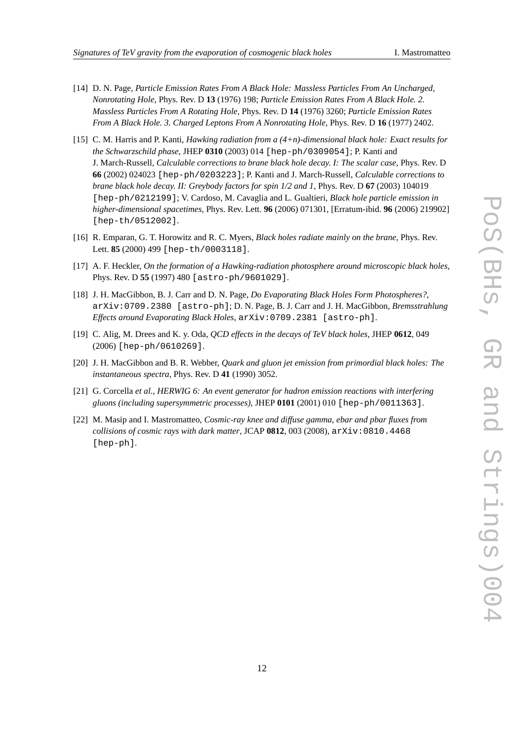[14] D. N. Page, *Particle Emission Rates From A Black Hole: Massless Particles From An Uncharged, Nonrotating Hole*, Phys. Rev. D **13** (1976) 198; *Particle Emission Rates From A Black Hole. 2. Massless Particles From A Rotating Hole*, Phys. Rev. D **14** (1976) 3260; *Particle Emission Rates From A Black Hole. 3. Charged Leptons From A Nonrotating Hole*, Phys. Rev. D **16** (1977) 2402.

[15] C. M. Harris and P. Kanti, *Hawking radiation from a (4+n)-dimensional black hole: Exact results for the Schwarzschild phase*, JHEP **0310** (2003) 014 [hep-ph/0309054]; P. Kanti and J. March-Russell, *Calculable corrections to brane black hole decay. I: The scalar case*, Phys. Rev. D **66** (2002) 024023 [hep-ph/0203223]; P. Kanti and J. March-Russell, *Calculable corrections to brane black hole decay. II: Greybody factors for spin 1/2 and 1*, Phys. Rev. D **67** (2003) 104019 [hep-ph/0212199]; V. Cardoso, M. Cavaglia and L. Gualtieri, *Black hole particle emission in higher-dimensional spacetimes*, Phys. Rev. Lett. **96** (2006) 071301, [Erratum-ibid. **96** (2006) 219902] [hep-th/0512002].

[16] R. Emparan, G. T. Horowitz and R. C. Myers, *Black holes radiate mainly on the brane*, Phys. Rev. Lett. **85** (2000) 499 [hep-th/0003118].

[17] A. F. Heckler, *On the formation of a Hawking-radiation photosphere around microscopic black holes*, Phys. Rev. D **55** (1997) 480 [astro-ph/9601029].

[18] J. H. MacGibbon, B. J. Carr and D. N. Page, *Do Evaporating Black Holes Form Photospheres?*, arXiv:0709.2380 [astro-ph]; D. N. Page, B. J. Carr and J. H. MacGibbon, *Bremsstrahlung Effects around Evaporating Black Holes*, arXiv:0709.2381 [astro-ph].

[19] C. Alig, M. Drees and K. y. Oda, *QCD effects in the decays of TeV black holes*, JHEP **0612**, 049 (2006) [hep-ph/0610269].

[20] J. H. MacGibbon and B. R. Webber, *Quark and gluon jet emission from primordial black holes: The instantaneous spectra*, Phys. Rev. D **41** (1990) 3052.

[21] G. Corcella *et al.*, *HERWIG 6: An event generator for hadron emission reactions with interfering gluons (including supersymmetric processes)*, JHEP **0101** (2001) 010 [hep-ph/0011363].

[22] M. Masip and I. Mastromatteo, *Cosmic-ray knee and diffuse gamma, ebar and pbar fluxes from collisions of cosmic rays with dark matter*, JCAP **0812**, 003 (2008), arXiv:0810.4468 [hep-ph].